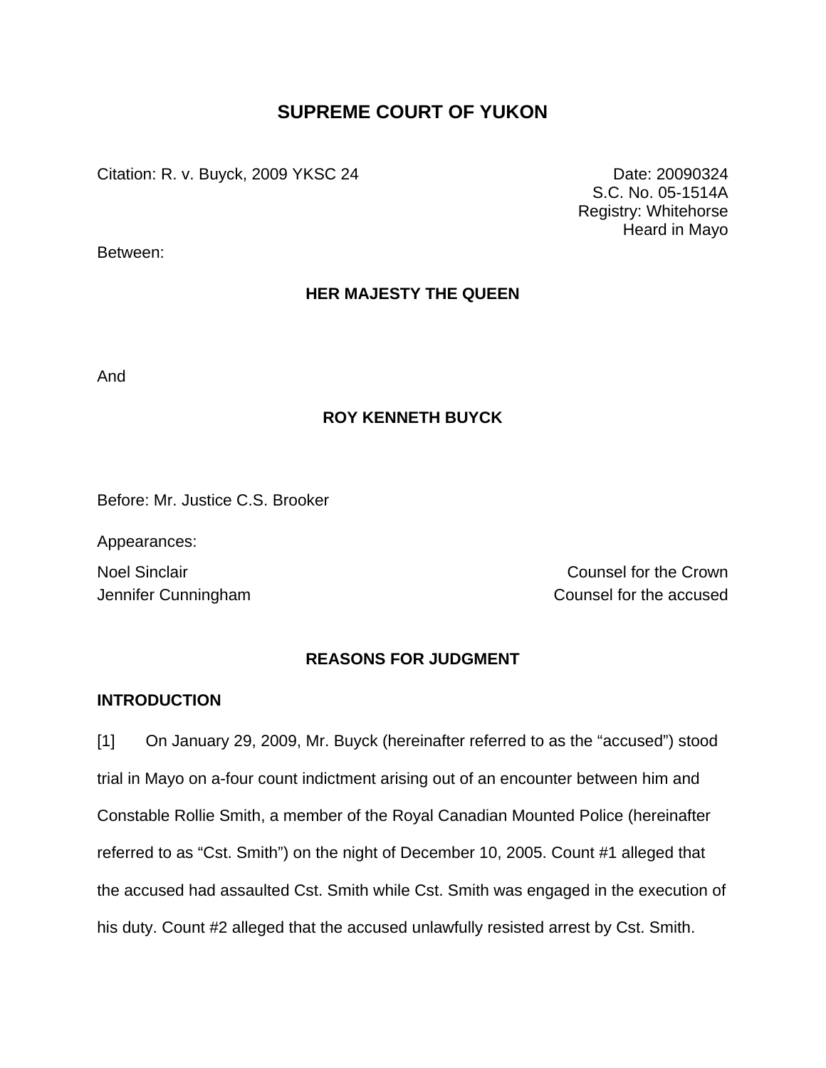# SUPREME COURT OF YUKON

Citation: R. v. Buyck, 2009 YKSC 24

Date: 20090324
S.C. No. 05-1514A
Registry: Whitehorse
Heard in Mayo

Between:

**HER MAJESTY THE QUEEN**

And

**ROY KENNETH BUYCK**

Before: Mr. Justice C.S. Brooker

Appearances:

Noel Sinclair — Counsel for the Crown
Jennifer Cunningham — Counsel for the accused

**REASONS FOR JUDGMENT**

**INTRODUCTION**

[1] On January 29, 2009, Mr. Buyck (hereinafter referred to as the "accused") stood trial in Mayo on a-four count indictment arising out of an encounter between him and Constable Rollie Smith, a member of the Royal Canadian Mounted Police (hereinafter referred to as "Cst. Smith") on the night of December 10, 2005. Count #1 alleged that the accused had assaulted Cst. Smith while Cst. Smith was engaged in the execution of his duty. Count #2 alleged that the accused unlawfully resisted arrest by Cst. Smith.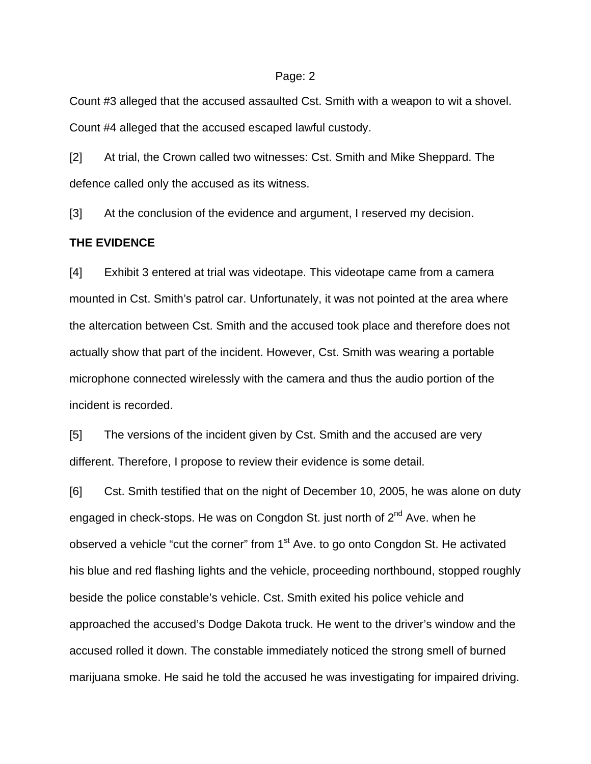Count #3 alleged that the accused assaulted Cst. Smith with a weapon to wit a shovel. Count #4 alleged that the accused escaped lawful custody.

[2] At trial, the Crown called two witnesses: Cst. Smith and Mike Sheppard. The defence called only the accused as its witness.

[3] At the conclusion of the evidence and argument, I reserved my decision.

**THE EVIDENCE**

[4] Exhibit 3 entered at trial was videotape. This videotape came from a camera mounted in Cst. Smith's patrol car. Unfortunately, it was not pointed at the area where the altercation between Cst. Smith and the accused took place and therefore does not actually show that part of the incident. However, Cst. Smith was wearing a portable microphone connected wirelessly with the camera and thus the audio portion of the incident is recorded.

[5] The versions of the incident given by Cst. Smith and the accused are very different. Therefore, I propose to review their evidence is some detail.

[6] Cst. Smith testified that on the night of December 10, 2005, he was alone on duty engaged in check-stops. He was on Congdon St. just north of 2nd Ave. when he observed a vehicle "cut the corner" from 1st Ave. to go onto Congdon St. He activated his blue and red flashing lights and the vehicle, proceeding northbound, stopped roughly beside the police constable's vehicle. Cst. Smith exited his police vehicle and approached the accused's Dodge Dakota truck. He went to the driver's window and the accused rolled it down. The constable immediately noticed the strong smell of burned marijuana smoke. He said he told the accused he was investigating for impaired driving.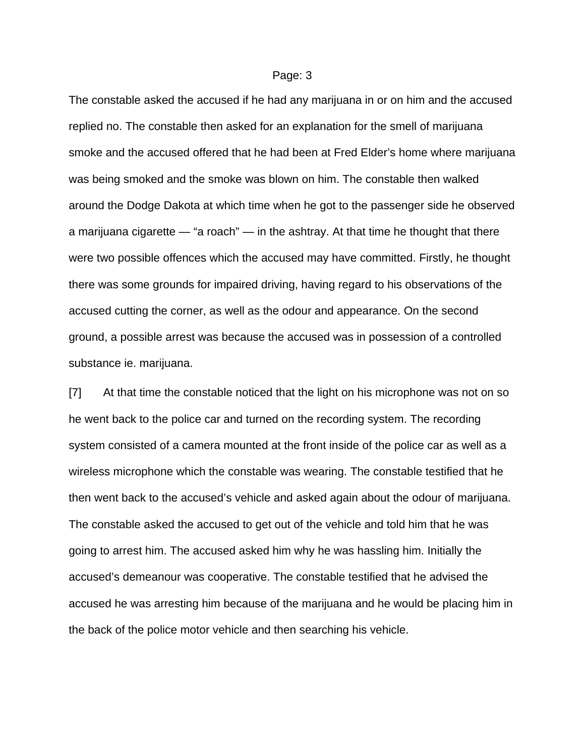The constable asked the accused if he had any marijuana in or on him and the accused replied no. The constable then asked for an explanation for the smell of marijuana smoke and the accused offered that he had been at Fred Elder's home where marijuana was being smoked and the smoke was blown on him. The constable then walked around the Dodge Dakota at which time when he got to the passenger side he observed a marijuana cigarette — "a roach" — in the ashtray. At that time he thought that there were two possible offences which the accused may have committed. Firstly, he thought there was some grounds for impaired driving, having regard to his observations of the accused cutting the corner, as well as the odour and appearance. On the second ground, a possible arrest was because the accused was in possession of a controlled substance ie. marijuana.

[7] At that time the constable noticed that the light on his microphone was not on so he went back to the police car and turned on the recording system. The recording system consisted of a camera mounted at the front inside of the police car as well as a wireless microphone which the constable was wearing. The constable testified that he then went back to the accused's vehicle and asked again about the odour of marijuana. The constable asked the accused to get out of the vehicle and told him that he was going to arrest him. The accused asked him why he was hassling him. Initially the accused's demeanour was cooperative. The constable testified that he advised the accused he was arresting him because of the marijuana and he would be placing him in the back of the police motor vehicle and then searching his vehicle.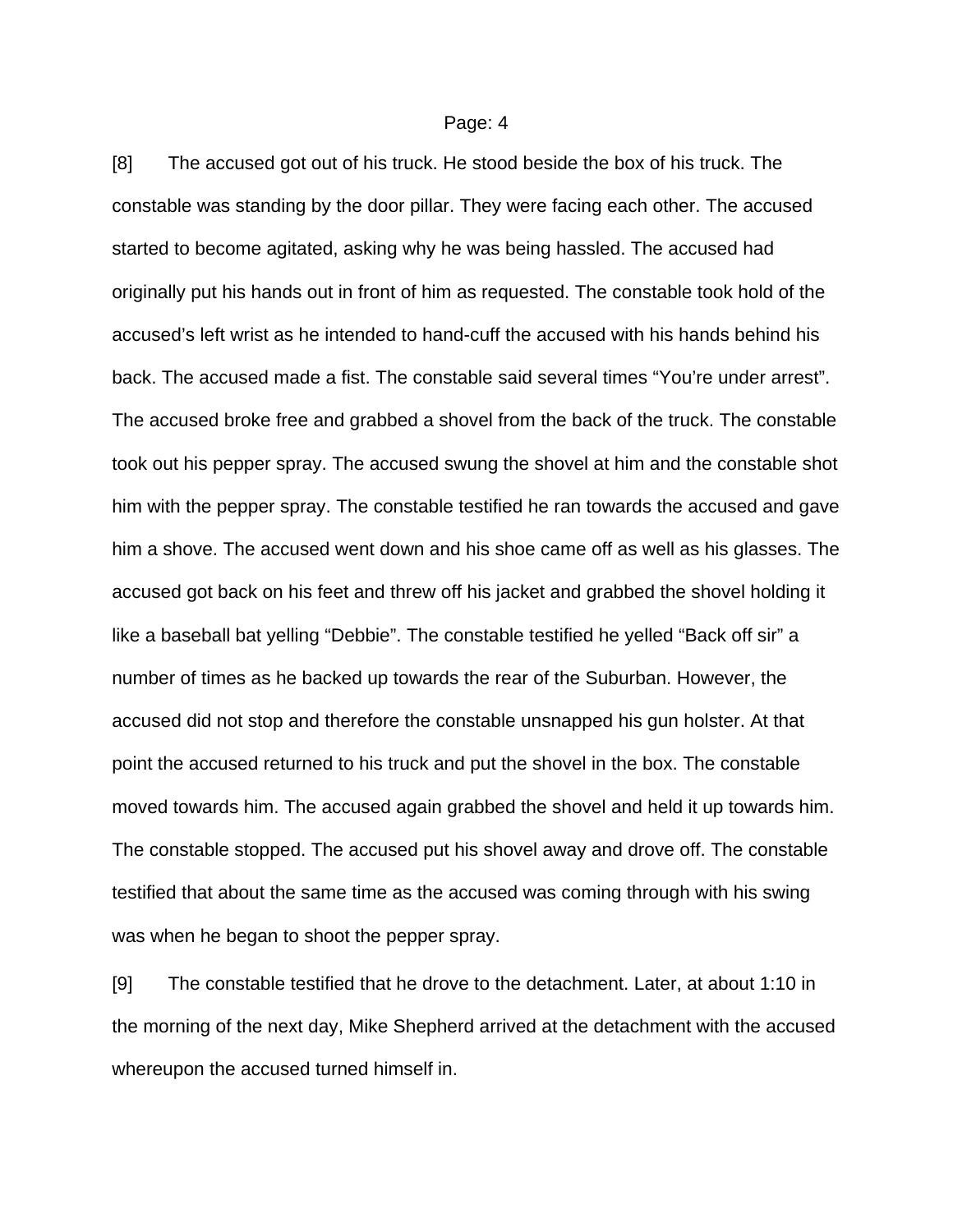[8] The accused got out of his truck. He stood beside the box of his truck. The constable was standing by the door pillar. They were facing each other. The accused started to become agitated, asking why he was being hassled. The accused had originally put his hands out in front of him as requested. The constable took hold of the accused's left wrist as he intended to hand-cuff the accused with his hands behind his back. The accused made a fist. The constable said several times "You're under arrest". The accused broke free and grabbed a shovel from the back of the truck. The constable took out his pepper spray. The accused swung the shovel at him and the constable shot him with the pepper spray. The constable testified he ran towards the accused and gave him a shove. The accused went down and his shoe came off as well as his glasses. The accused got back on his feet and threw off his jacket and grabbed the shovel holding it like a baseball bat yelling "Debbie". The constable testified he yelled "Back off sir" a number of times as he backed up towards the rear of the Suburban. However, the accused did not stop and therefore the constable unsnapped his gun holster. At that point the accused returned to his truck and put the shovel in the box. The constable moved towards him. The accused again grabbed the shovel and held it up towards him. The constable stopped. The accused put his shovel away and drove off. The constable testified that about the same time as the accused was coming through with his swing was when he began to shoot the pepper spray.

[9] The constable testified that he drove to the detachment. Later, at about 1:10 in the morning of the next day, Mike Shepherd arrived at the detachment with the accused whereupon the accused turned himself in.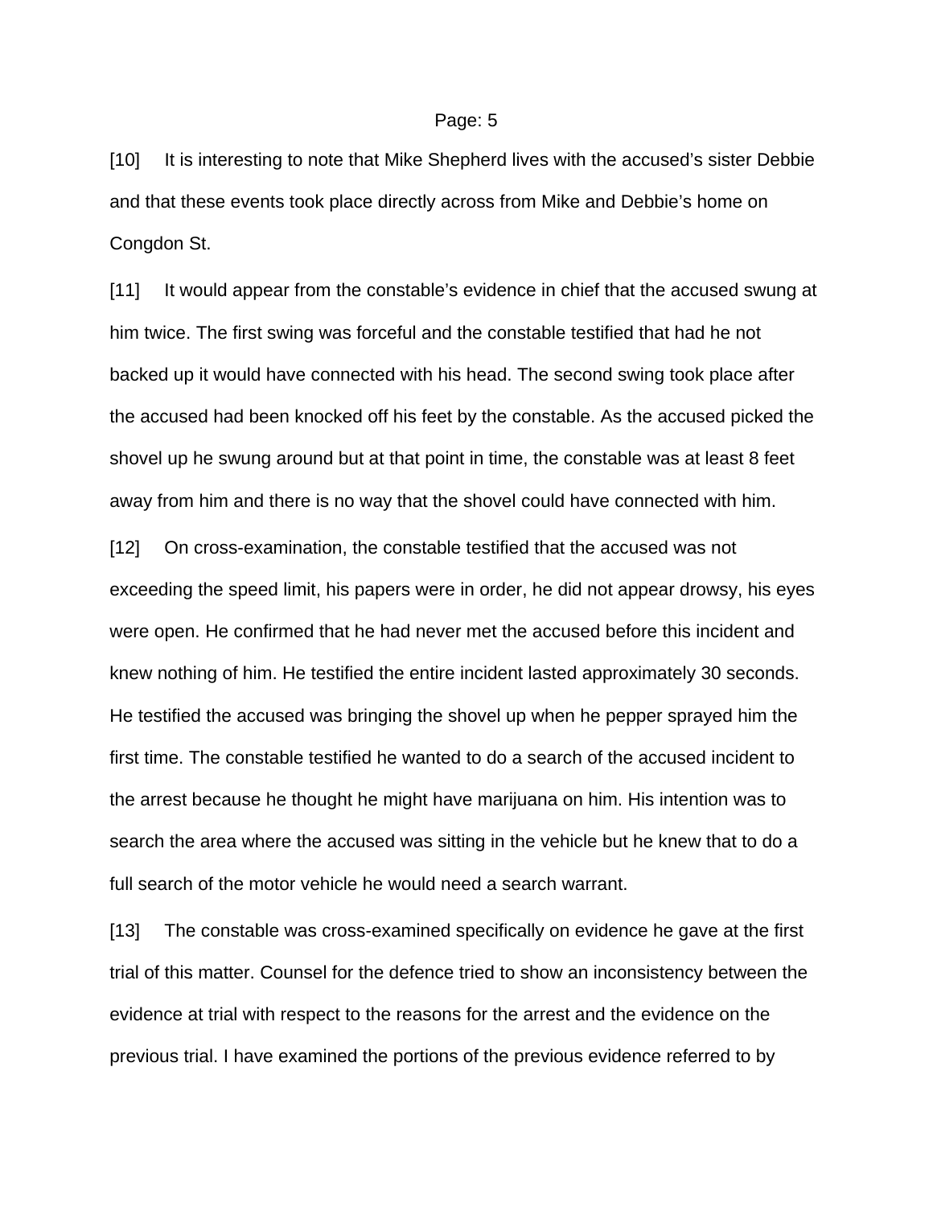[10] It is interesting to note that Mike Shepherd lives with the accused's sister Debbie and that these events took place directly across from Mike and Debbie's home on Congdon St.

[11] It would appear from the constable's evidence in chief that the accused swung at him twice. The first swing was forceful and the constable testified that had he not backed up it would have connected with his head. The second swing took place after the accused had been knocked off his feet by the constable. As the accused picked the shovel up he swung around but at that point in time, the constable was at least 8 feet away from him and there is no way that the shovel could have connected with him.

[12] On cross-examination, the constable testified that the accused was not exceeding the speed limit, his papers were in order, he did not appear drowsy, his eyes were open. He confirmed that he had never met the accused before this incident and knew nothing of him. He testified the entire incident lasted approximately 30 seconds. He testified the accused was bringing the shovel up when he pepper sprayed him the first time. The constable testified he wanted to do a search of the accused incident to the arrest because he thought he might have marijuana on him. His intention was to search the area where the accused was sitting in the vehicle but he knew that to do a full search of the motor vehicle he would need a search warrant.

[13] The constable was cross-examined specifically on evidence he gave at the first trial of this matter. Counsel for the defence tried to show an inconsistency between the evidence at trial with respect to the reasons for the arrest and the evidence on the previous trial. I have examined the portions of the previous evidence referred to by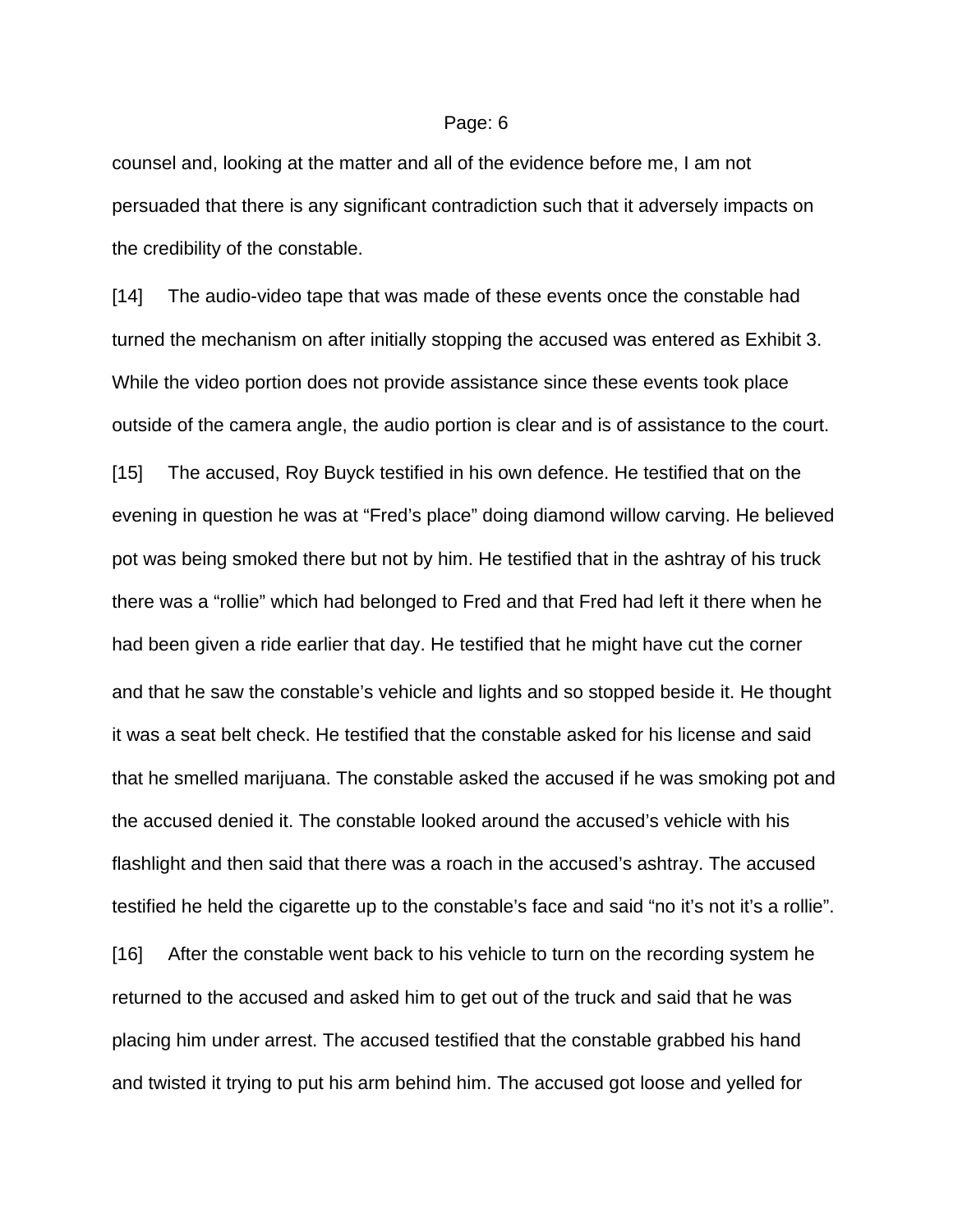counsel and, looking at the matter and all of the evidence before me, I am not persuaded that there is any significant contradiction such that it adversely impacts on the credibility of the constable.

[14] The audio-video tape that was made of these events once the constable had turned the mechanism on after initially stopping the accused was entered as Exhibit 3. While the video portion does not provide assistance since these events took place outside of the camera angle, the audio portion is clear and is of assistance to the court.

[15] The accused, Roy Buyck testified in his own defence. He testified that on the evening in question he was at "Fred's place" doing diamond willow carving. He believed pot was being smoked there but not by him. He testified that in the ashtray of his truck there was a "rollie" which had belonged to Fred and that Fred had left it there when he had been given a ride earlier that day. He testified that he might have cut the corner and that he saw the constable's vehicle and lights and so stopped beside it. He thought it was a seat belt check. He testified that the constable asked for his license and said that he smelled marijuana. The constable asked the accused if he was smoking pot and the accused denied it. The constable looked around the accused's vehicle with his flashlight and then said that there was a roach in the accused's ashtray. The accused testified he held the cigarette up to the constable's face and said "no it's not it's a rollie".

[16] After the constable went back to his vehicle to turn on the recording system he returned to the accused and asked him to get out of the truck and said that he was placing him under arrest. The accused testified that the constable grabbed his hand and twisted it trying to put his arm behind him. The accused got loose and yelled for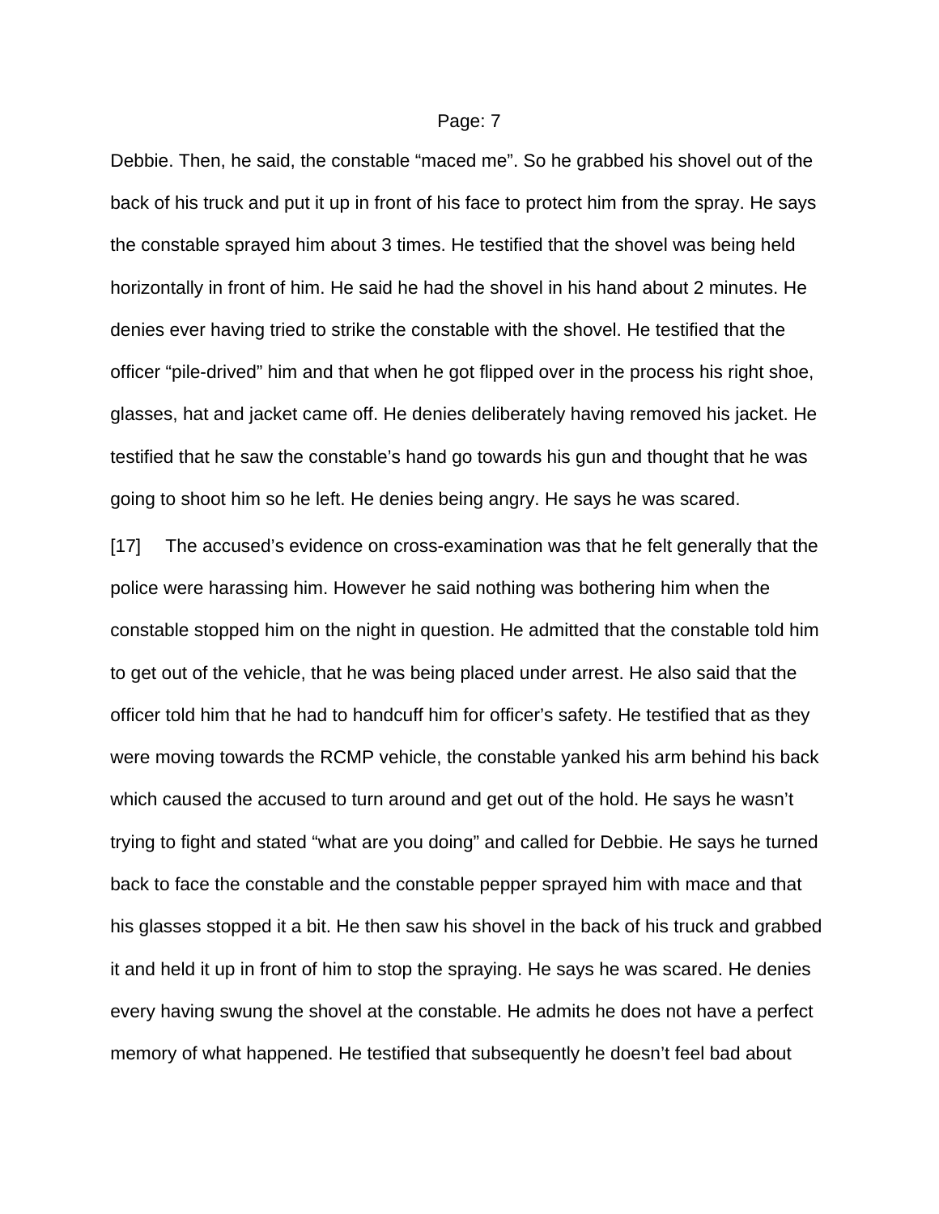Debbie. Then, he said, the constable "maced me". So he grabbed his shovel out of the back of his truck and put it up in front of his face to protect him from the spray. He says the constable sprayed him about 3 times. He testified that the shovel was being held horizontally in front of him. He said he had the shovel in his hand about 2 minutes. He denies ever having tried to strike the constable with the shovel. He testified that the officer "pile-drived" him and that when he got flipped over in the process his right shoe, glasses, hat and jacket came off. He denies deliberately having removed his jacket. He testified that he saw the constable's hand go towards his gun and thought that he was going to shoot him so he left. He denies being angry. He says he was scared.

[17] The accused's evidence on cross-examination was that he felt generally that the police were harassing him. However he said nothing was bothering him when the constable stopped him on the night in question. He admitted that the constable told him to get out of the vehicle, that he was being placed under arrest. He also said that the officer told him that he had to handcuff him for officer's safety. He testified that as they were moving towards the RCMP vehicle, the constable yanked his arm behind his back which caused the accused to turn around and get out of the hold. He says he wasn't trying to fight and stated "what are you doing" and called for Debbie. He says he turned back to face the constable and the constable pepper sprayed him with mace and that his glasses stopped it a bit. He then saw his shovel in the back of his truck and grabbed it and held it up in front of him to stop the spraying. He says he was scared. He denies every having swung the shovel at the constable. He admits he does not have a perfect memory of what happened. He testified that subsequently he doesn't feel bad about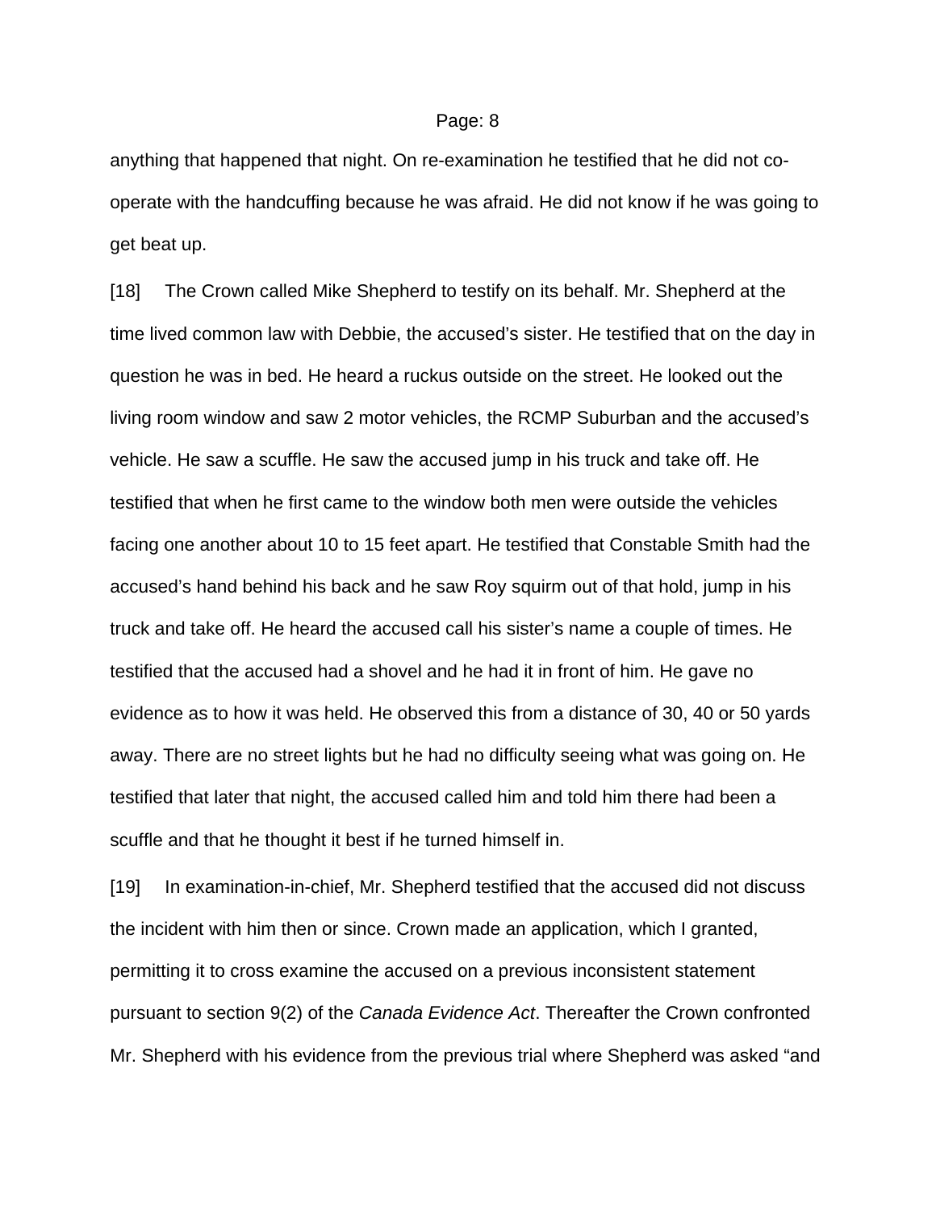anything that happened that night. On re-examination he testified that he did not co-operate with the handcuffing because he was afraid. He did not know if he was going to get beat up.

[18] The Crown called Mike Shepherd to testify on its behalf. Mr. Shepherd at the time lived common law with Debbie, the accused's sister. He testified that on the day in question he was in bed. He heard a ruckus outside on the street. He looked out the living room window and saw 2 motor vehicles, the RCMP Suburban and the accused's vehicle. He saw a scuffle. He saw the accused jump in his truck and take off. He testified that when he first came to the window both men were outside the vehicles facing one another about 10 to 15 feet apart. He testified that Constable Smith had the accused's hand behind his back and he saw Roy squirm out of that hold, jump in his truck and take off. He heard the accused call his sister's name a couple of times. He testified that the accused had a shovel and he had it in front of him. He gave no evidence as to how it was held. He observed this from a distance of 30, 40 or 50 yards away. There are no street lights but he had no difficulty seeing what was going on. He testified that later that night, the accused called him and told him there had been a scuffle and that he thought it best if he turned himself in.

[19] In examination-in-chief, Mr. Shepherd testified that the accused did not discuss the incident with him then or since. Crown made an application, which I granted, permitting it to cross examine the accused on a previous inconsistent statement pursuant to section 9(2) of the *Canada Evidence Act*. Thereafter the Crown confronted Mr. Shepherd with his evidence from the previous trial where Shepherd was asked "and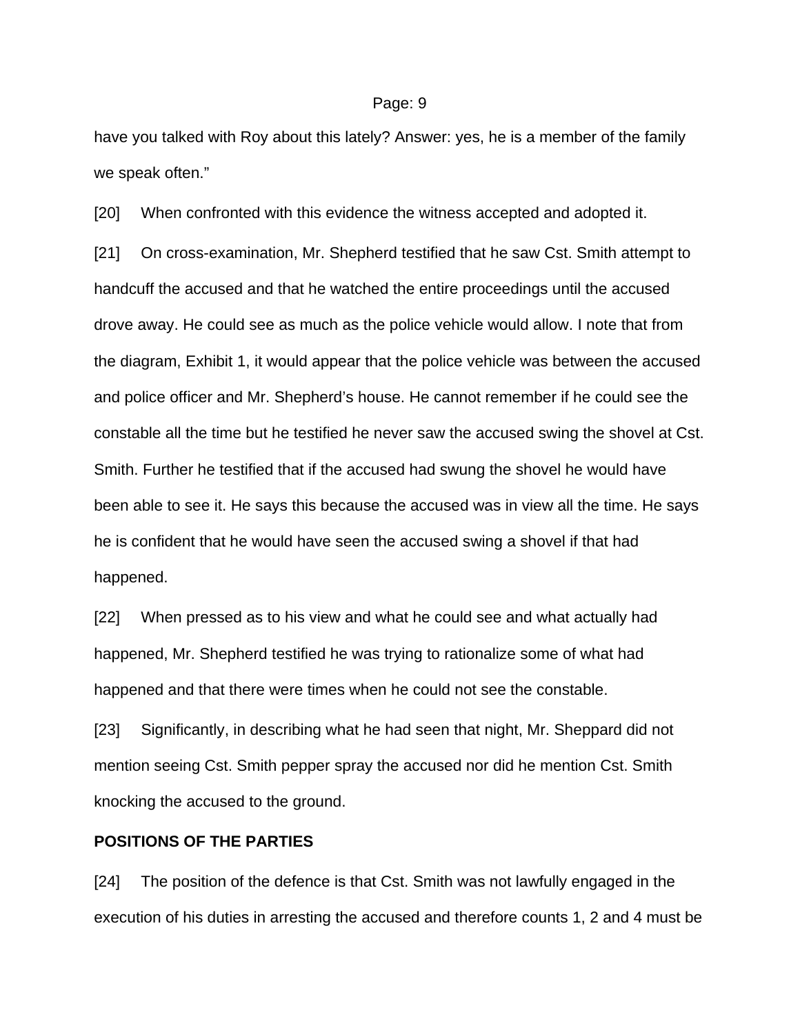have you talked with Roy about this lately? Answer: yes, he is a member of the family we speak often."

[20] When confronted with this evidence the witness accepted and adopted it.

[21] On cross-examination, Mr. Shepherd testified that he saw Cst. Smith attempt to handcuff the accused and that he watched the entire proceedings until the accused drove away. He could see as much as the police vehicle would allow. I note that from the diagram, Exhibit 1, it would appear that the police vehicle was between the accused and police officer and Mr. Shepherd's house. He cannot remember if he could see the constable all the time but he testified he never saw the accused swing the shovel at Cst. Smith. Further he testified that if the accused had swung the shovel he would have been able to see it. He says this because the accused was in view all the time. He says he is confident that he would have seen the accused swing a shovel if that had happened.

[22] When pressed as to his view and what he could see and what actually had happened, Mr. Shepherd testified he was trying to rationalize some of what had happened and that there were times when he could not see the constable.

[23] Significantly, in describing what he had seen that night, Mr. Sheppard did not mention seeing Cst. Smith pepper spray the accused nor did he mention Cst. Smith knocking the accused to the ground.

## POSITIONS OF THE PARTIES

[24] The position of the defence is that Cst. Smith was not lawfully engaged in the execution of his duties in arresting the accused and therefore counts 1, 2 and 4 must be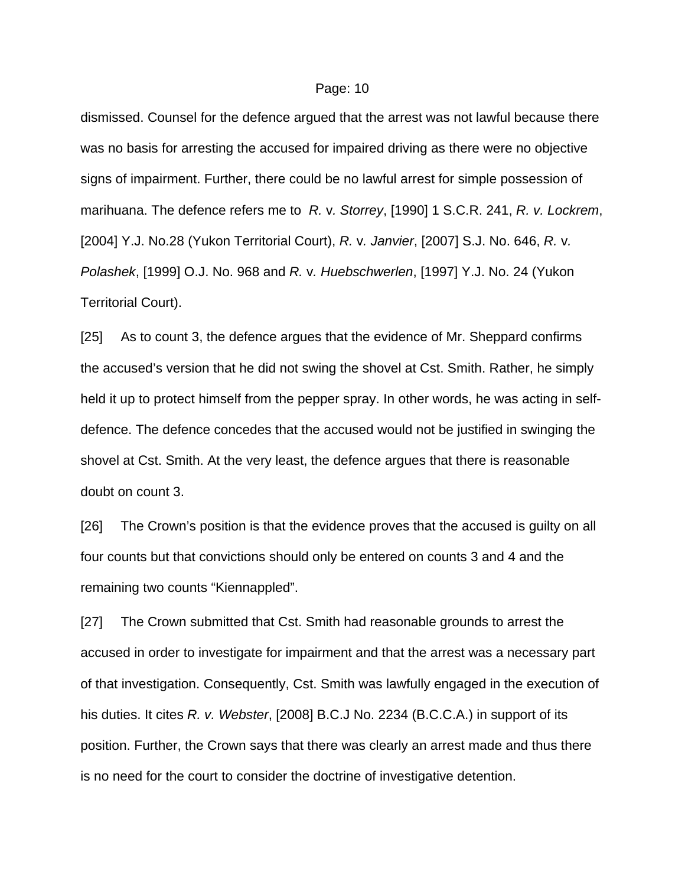dismissed. Counsel for the defence argued that the arrest was not lawful because there was no basis for arresting the accused for impaired driving as there were no objective signs of impairment. Further, there could be no lawful arrest for simple possession of marihuana. The defence refers me to *R.* v. *Storrey*, [1990] 1 S.C.R. 241, *R. v. Lockrem*, [2004] Y.J. No.28 (Yukon Territorial Court), *R.* v*. Janvier*, [2007] S.J. No. 646, *R.* v. *Polashek*, [1999] O.J. No. 968 and *R.* v*. Huebschwerlen*, [1997] Y.J. No. 24 (Yukon Territorial Court).

[25] As to count 3, the defence argues that the evidence of Mr. Sheppard confirms the accused's version that he did not swing the shovel at Cst. Smith. Rather, he simply held it up to protect himself from the pepper spray. In other words, he was acting in self-defence. The defence concedes that the accused would not be justified in swinging the shovel at Cst. Smith. At the very least, the defence argues that there is reasonable doubt on count 3.

[26] The Crown's position is that the evidence proves that the accused is guilty on all four counts but that convictions should only be entered on counts 3 and 4 and the remaining two counts "Kiennappled".

[27] The Crown submitted that Cst. Smith had reasonable grounds to arrest the accused in order to investigate for impairment and that the arrest was a necessary part of that investigation. Consequently, Cst. Smith was lawfully engaged in the execution of his duties. It cites *R. v. Webster*, [2008] B.C.J No. 2234 (B.C.C.A.) in support of its position. Further, the Crown says that there was clearly an arrest made and thus there is no need for the court to consider the doctrine of investigative detention.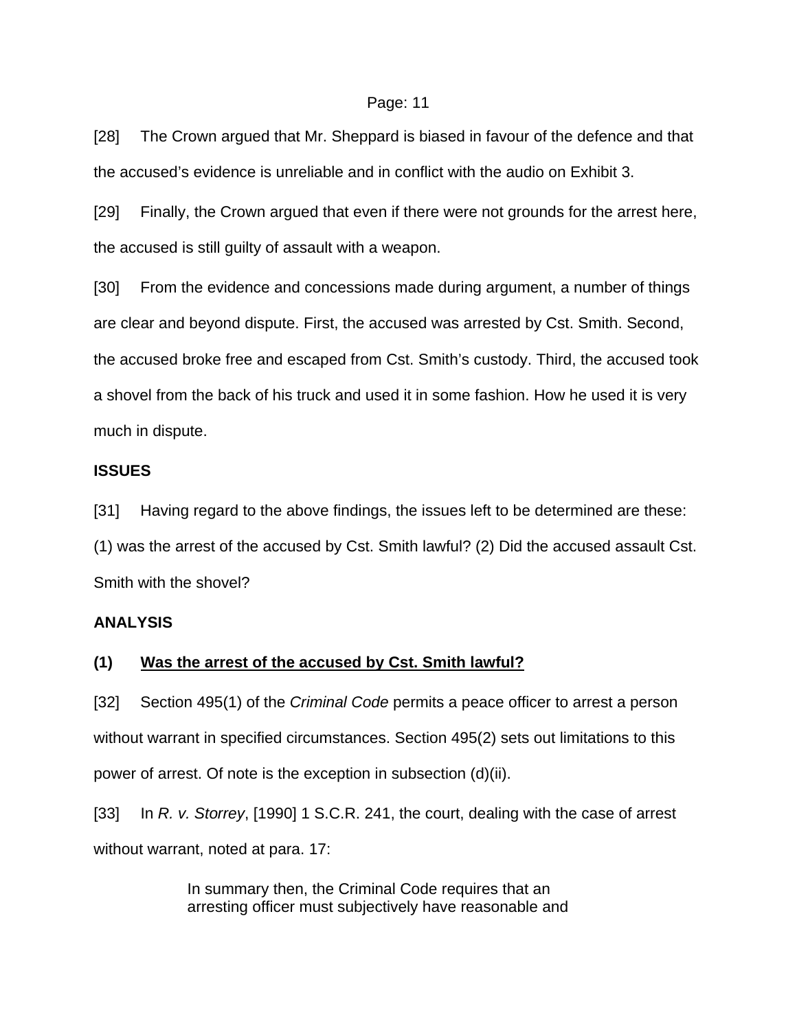[28] The Crown argued that Mr. Sheppard is biased in favour of the defence and that the accused's evidence is unreliable and in conflict with the audio on Exhibit 3.

[29] Finally, the Crown argued that even if there were not grounds for the arrest here, the accused is still guilty of assault with a weapon.

[30] From the evidence and concessions made during argument, a number of things are clear and beyond dispute. First, the accused was arrested by Cst. Smith. Second, the accused broke free and escaped from Cst. Smith's custody. Third, the accused took a shovel from the back of his truck and used it in some fashion. How he used it is very much in dispute.

## ISSUES

[31] Having regard to the above findings, the issues left to be determined are these: (1) was the arrest of the accused by Cst. Smith lawful? (2) Did the accused assault Cst. Smith with the shovel?

## ANALYSIS

### (1) <u>Was the arrest of the accused by Cst. Smith lawful?</u>

[32] Section 495(1) of the *Criminal Code* permits a peace officer to arrest a person without warrant in specified circumstances. Section 495(2) sets out limitations to this power of arrest. Of note is the exception in subsection (d)(ii).

[33] In *R. v. Storrey*, [1990] 1 S.C.R. 241, the court, dealing with the case of arrest without warrant, noted at para. 17:

> In summary then, the Criminal Code requires that an arresting officer must subjectively have reasonable and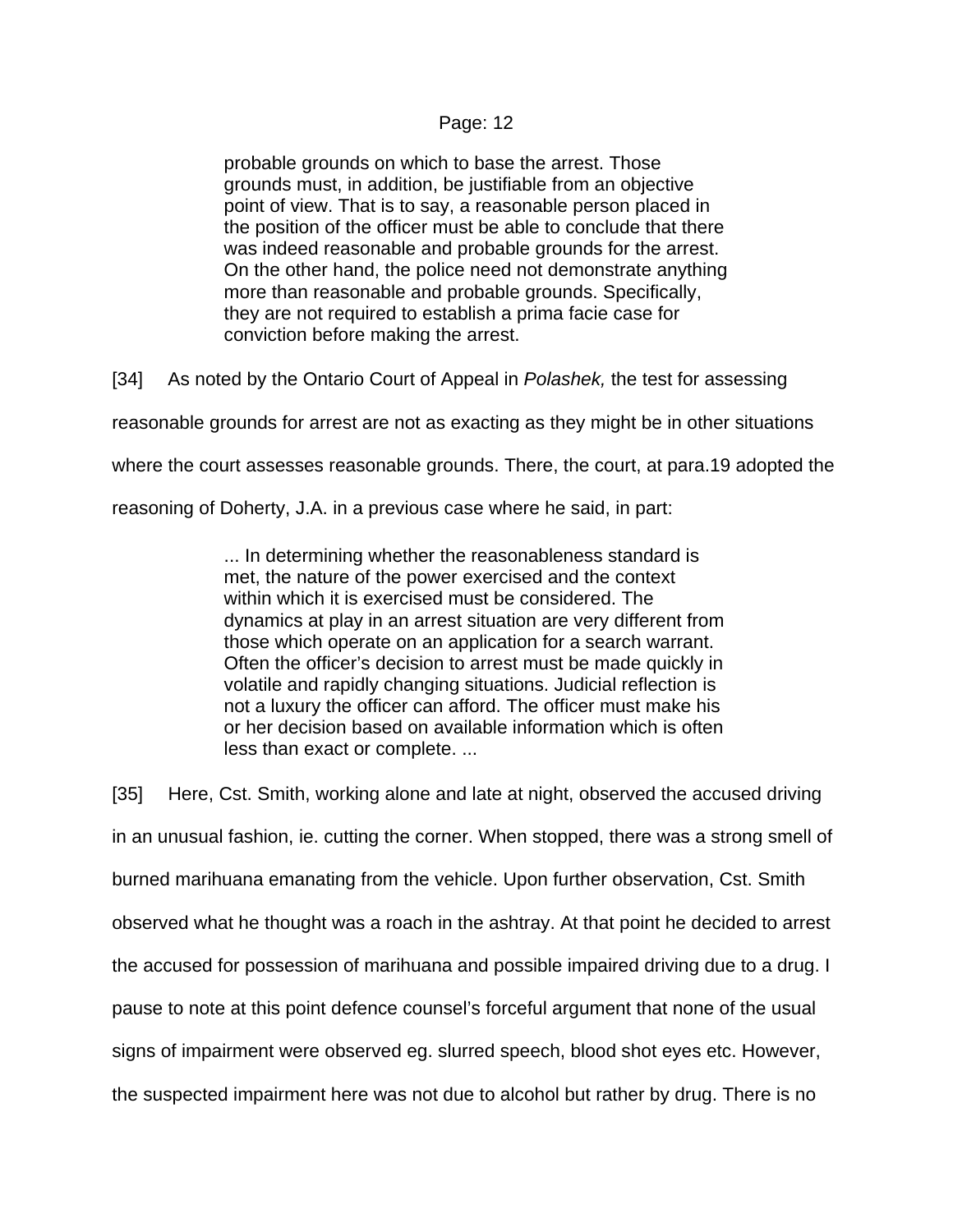> probable grounds on which to base the arrest. Those grounds must, in addition, be justifiable from an objective point of view. That is to say, a reasonable person placed in the position of the officer must be able to conclude that there was indeed reasonable and probable grounds for the arrest. On the other hand, the police need not demonstrate anything more than reasonable and probable grounds. Specifically, they are not required to establish a prima facie case for conviction before making the arrest.

[34] As noted by the Ontario Court of Appeal in *Polashek,* the test for assessing reasonable grounds for arrest are not as exacting as they might be in other situations where the court assesses reasonable grounds. There, the court, at para.19 adopted the reasoning of Doherty, J.A. in a previous case where he said, in part:

> ... In determining whether the reasonableness standard is met, the nature of the power exercised and the context within which it is exercised must be considered. The dynamics at play in an arrest situation are very different from those which operate on an application for a search warrant. Often the officer's decision to arrest must be made quickly in volatile and rapidly changing situations. Judicial reflection is not a luxury the officer can afford. The officer must make his or her decision based on available information which is often less than exact or complete. ...

[35] Here, Cst. Smith, working alone and late at night, observed the accused driving in an unusual fashion, ie. cutting the corner. When stopped, there was a strong smell of burned marihuana emanating from the vehicle. Upon further observation, Cst. Smith observed what he thought was a roach in the ashtray. At that point he decided to arrest the accused for possession of marihuana and possible impaired driving due to a drug. I pause to note at this point defence counsel's forceful argument that none of the usual signs of impairment were observed eg. slurred speech, blood shot eyes etc. However, the suspected impairment here was not due to alcohol but rather by drug. There is no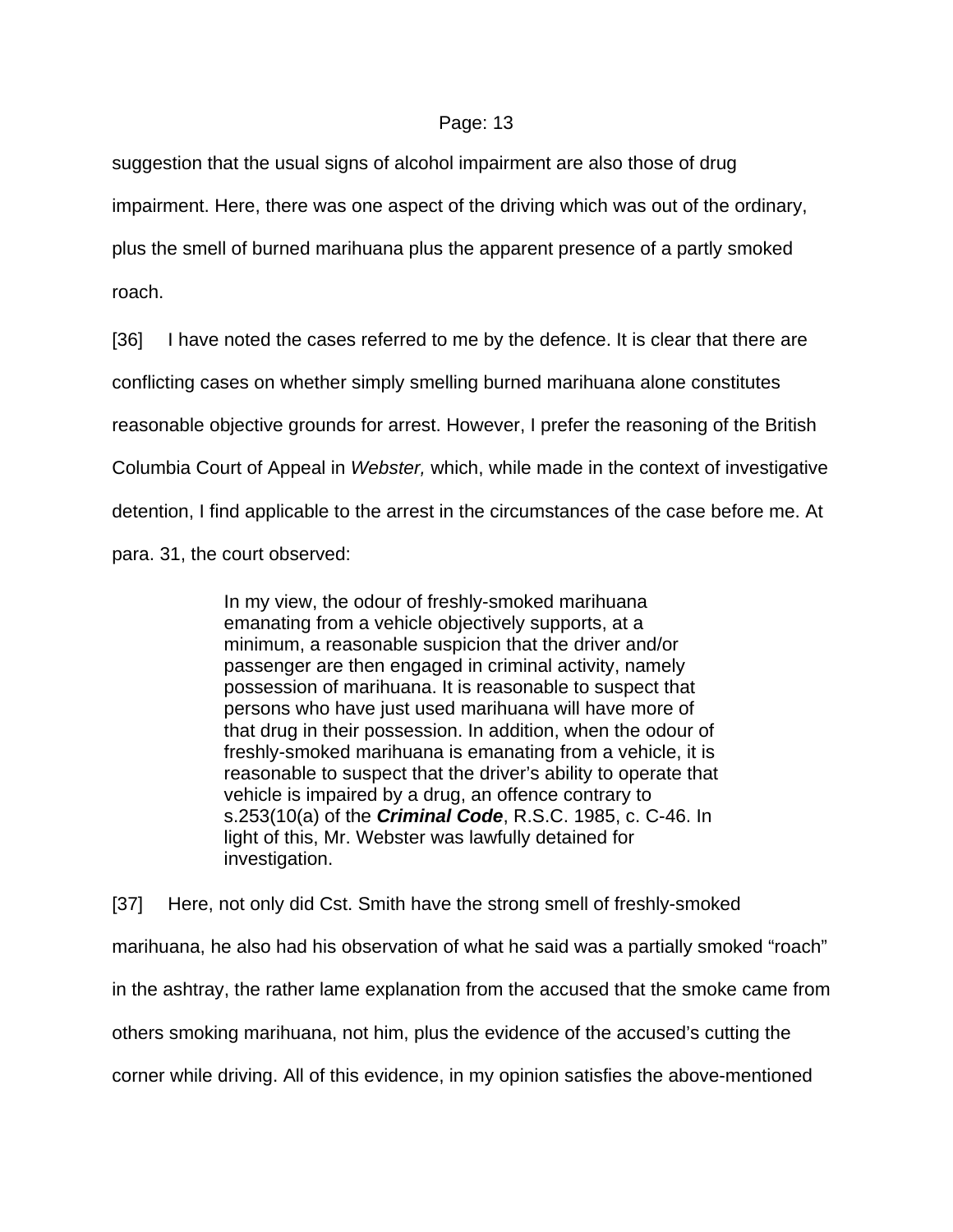suggestion that the usual signs of alcohol impairment are also those of drug impairment. Here, there was one aspect of the driving which was out of the ordinary, plus the smell of burned marihuana plus the apparent presence of a partly smoked roach.

[36] I have noted the cases referred to me by the defence. It is clear that there are conflicting cases on whether simply smelling burned marihuana alone constitutes reasonable objective grounds for arrest. However, I prefer the reasoning of the British Columbia Court of Appeal in *Webster,* which, while made in the context of investigative detention, I find applicable to the arrest in the circumstances of the case before me. At para. 31, the court observed:

> In my view, the odour of freshly-smoked marihuana emanating from a vehicle objectively supports, at a minimum, a reasonable suspicion that the driver and/or passenger are then engaged in criminal activity, namely possession of marihuana. It is reasonable to suspect that persons who have just used marihuana will have more of that drug in their possession. In addition, when the odour of freshly-smoked marihuana is emanating from a vehicle, it is reasonable to suspect that the driver's ability to operate that vehicle is impaired by a drug, an offence contrary to s.253(10(a) of the ***Criminal Code***, R.S.C. 1985, c. C-46. In light of this, Mr. Webster was lawfully detained for investigation.

[37] Here, not only did Cst. Smith have the strong smell of freshly-smoked marihuana, he also had his observation of what he said was a partially smoked "roach" in the ashtray, the rather lame explanation from the accused that the smoke came from others smoking marihuana, not him, plus the evidence of the accused's cutting the corner while driving. All of this evidence, in my opinion satisfies the above-mentioned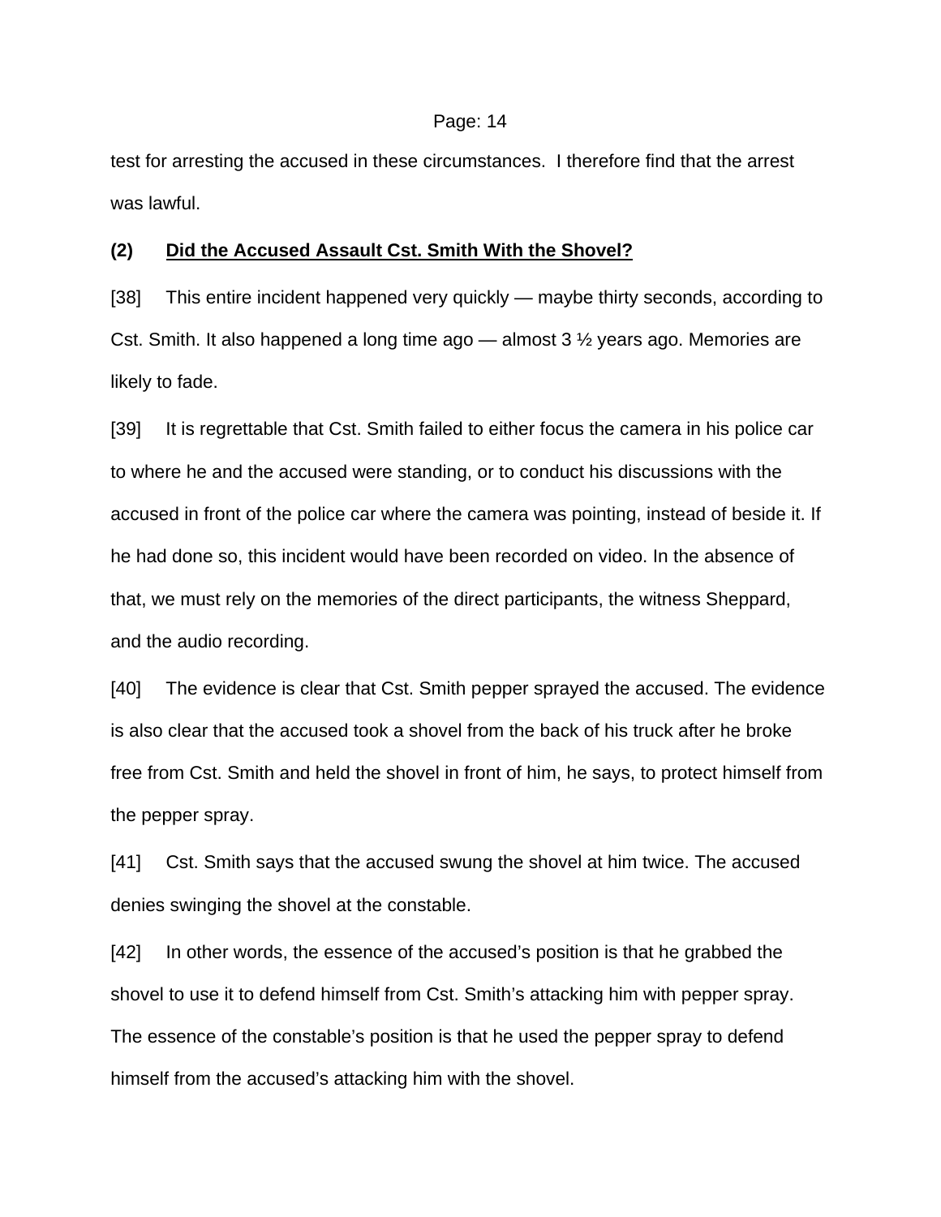test for arresting the accused in these circumstances. I therefore find that the arrest was lawful.

### (2) **Did the Accused Assault Cst. Smith With the Shovel?**

[38] This entire incident happened very quickly — maybe thirty seconds, according to Cst. Smith. It also happened a long time ago — almost 3 ½ years ago. Memories are likely to fade.

[39] It is regrettable that Cst. Smith failed to either focus the camera in his police car to where he and the accused were standing, or to conduct his discussions with the accused in front of the police car where the camera was pointing, instead of beside it. If he had done so, this incident would have been recorded on video. In the absence of that, we must rely on the memories of the direct participants, the witness Sheppard, and the audio recording.

[40] The evidence is clear that Cst. Smith pepper sprayed the accused. The evidence is also clear that the accused took a shovel from the back of his truck after he broke free from Cst. Smith and held the shovel in front of him, he says, to protect himself from the pepper spray.

[41] Cst. Smith says that the accused swung the shovel at him twice. The accused denies swinging the shovel at the constable.

[42] In other words, the essence of the accused's position is that he grabbed the shovel to use it to defend himself from Cst. Smith's attacking him with pepper spray. The essence of the constable's position is that he used the pepper spray to defend himself from the accused's attacking him with the shovel.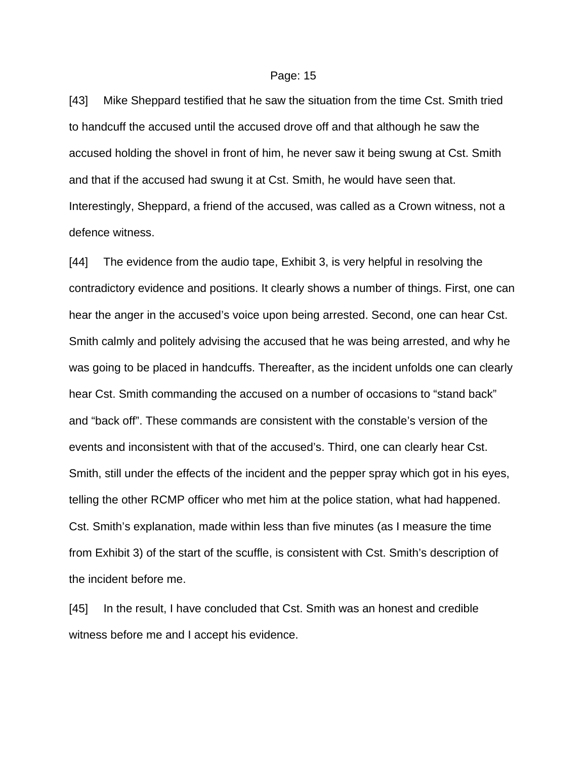[43] Mike Sheppard testified that he saw the situation from the time Cst. Smith tried to handcuff the accused until the accused drove off and that although he saw the accused holding the shovel in front of him, he never saw it being swung at Cst. Smith and that if the accused had swung it at Cst. Smith, he would have seen that. Interestingly, Sheppard, a friend of the accused, was called as a Crown witness, not a defence witness.

[44] The evidence from the audio tape, Exhibit 3, is very helpful in resolving the contradictory evidence and positions. It clearly shows a number of things. First, one can hear the anger in the accused's voice upon being arrested. Second, one can hear Cst. Smith calmly and politely advising the accused that he was being arrested, and why he was going to be placed in handcuffs. Thereafter, as the incident unfolds one can clearly hear Cst. Smith commanding the accused on a number of occasions to "stand back" and "back off". These commands are consistent with the constable's version of the events and inconsistent with that of the accused's. Third, one can clearly hear Cst. Smith, still under the effects of the incident and the pepper spray which got in his eyes, telling the other RCMP officer who met him at the police station, what had happened. Cst. Smith's explanation, made within less than five minutes (as I measure the time from Exhibit 3) of the start of the scuffle, is consistent with Cst. Smith's description of the incident before me.

[45] In the result, I have concluded that Cst. Smith was an honest and credible witness before me and I accept his evidence.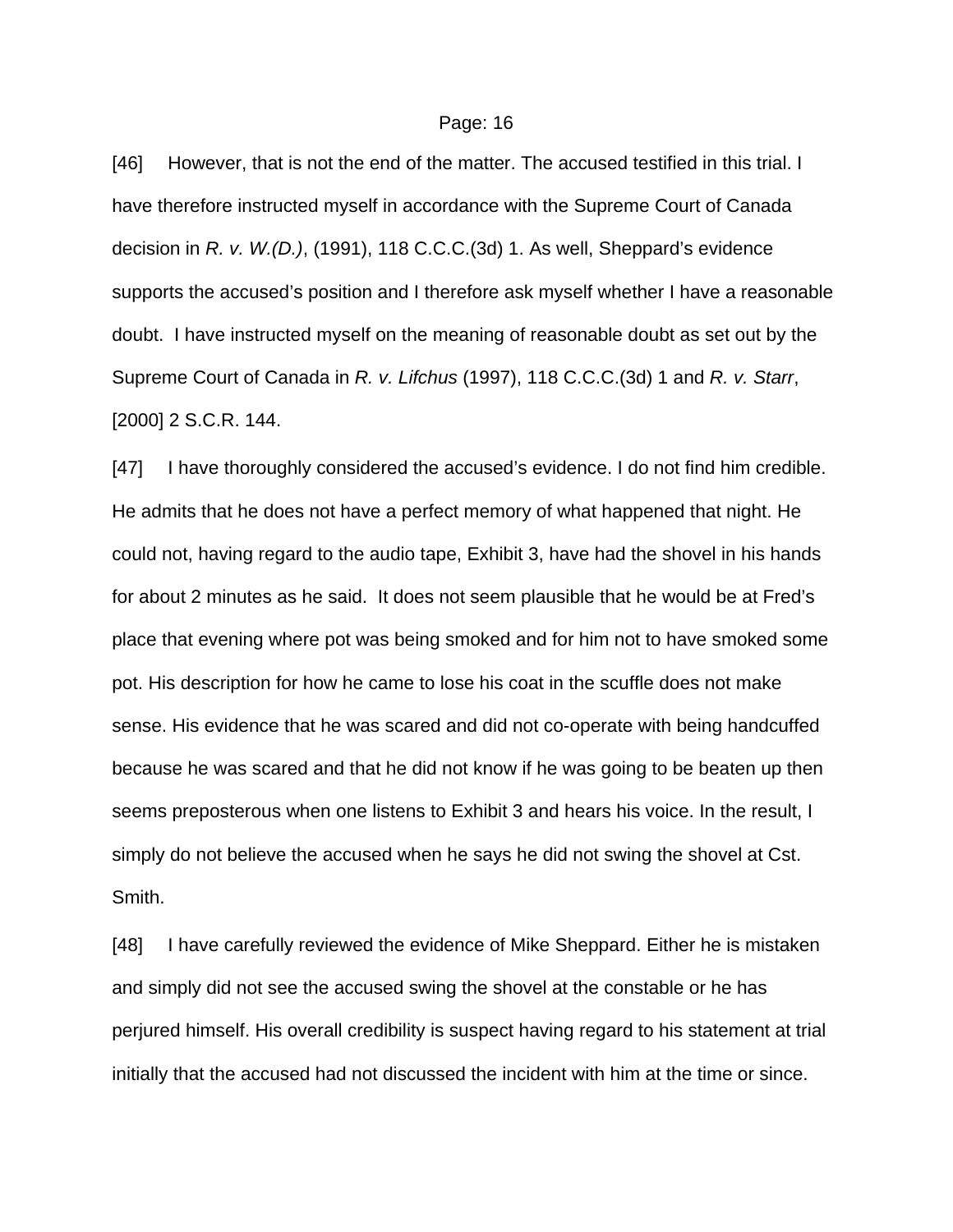[46] However, that is not the end of the matter. The accused testified in this trial. I have therefore instructed myself in accordance with the Supreme Court of Canada decision in *R. v. W.(D.)*, (1991), 118 C.C.C.(3d) 1. As well, Sheppard's evidence supports the accused's position and I therefore ask myself whether I have a reasonable doubt. I have instructed myself on the meaning of reasonable doubt as set out by the Supreme Court of Canada in *R. v. Lifchus* (1997), 118 C.C.C.(3d) 1 and *R. v. Starr*, [2000] 2 S.C.R. 144.

[47] I have thoroughly considered the accused's evidence. I do not find him credible. He admits that he does not have a perfect memory of what happened that night. He could not, having regard to the audio tape, Exhibit 3, have had the shovel in his hands for about 2 minutes as he said. It does not seem plausible that he would be at Fred's place that evening where pot was being smoked and for him not to have smoked some pot. His description for how he came to lose his coat in the scuffle does not make sense. His evidence that he was scared and did not co-operate with being handcuffed because he was scared and that he did not know if he was going to be beaten up then seems preposterous when one listens to Exhibit 3 and hears his voice. In the result, I simply do not believe the accused when he says he did not swing the shovel at Cst. Smith.

[48] I have carefully reviewed the evidence of Mike Sheppard. Either he is mistaken and simply did not see the accused swing the shovel at the constable or he has perjured himself. His overall credibility is suspect having regard to his statement at trial initially that the accused had not discussed the incident with him at the time or since.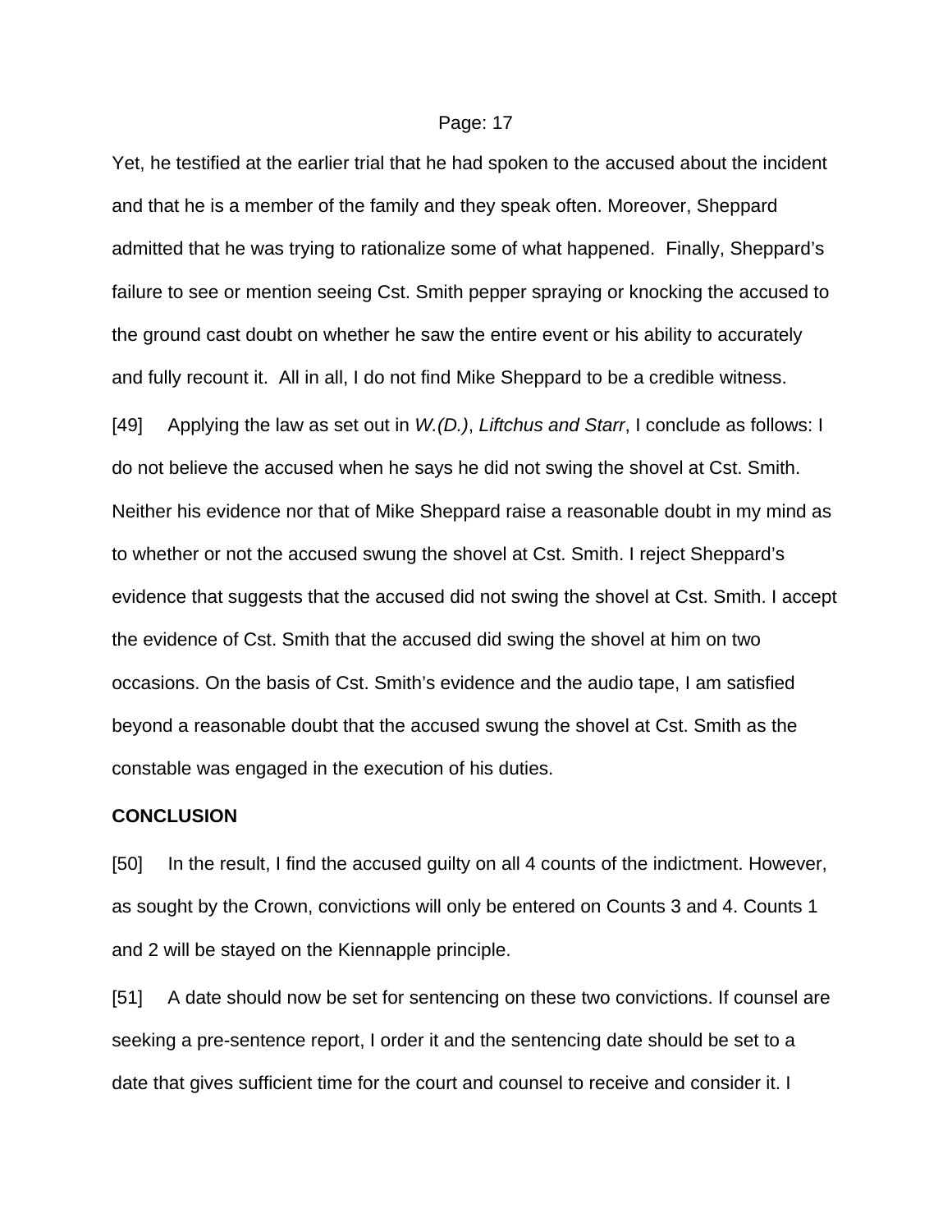Yet, he testified at the earlier trial that he had spoken to the accused about the incident and that he is a member of the family and they speak often. Moreover, Sheppard admitted that he was trying to rationalize some of what happened. Finally, Sheppard's failure to see or mention seeing Cst. Smith pepper spraying or knocking the accused to the ground cast doubt on whether he saw the entire event or his ability to accurately and fully recount it. All in all, I do not find Mike Sheppard to be a credible witness.

[49] Applying the law as set out in *W.(D.)*, *Liftchus and Starr*, I conclude as follows: I do not believe the accused when he says he did not swing the shovel at Cst. Smith. Neither his evidence nor that of Mike Sheppard raise a reasonable doubt in my mind as to whether or not the accused swung the shovel at Cst. Smith. I reject Sheppard's evidence that suggests that the accused did not swing the shovel at Cst. Smith. I accept the evidence of Cst. Smith that the accused did swing the shovel at him on two occasions. On the basis of Cst. Smith's evidence and the audio tape, I am satisfied beyond a reasonable doubt that the accused swung the shovel at Cst. Smith as the constable was engaged in the execution of his duties.

**CONCLUSION**

[50] In the result, I find the accused guilty on all 4 counts of the indictment. However, as sought by the Crown, convictions will only be entered on Counts 3 and 4. Counts 1 and 2 will be stayed on the Kiennapple principle.

[51] A date should now be set for sentencing on these two convictions. If counsel are seeking a pre-sentence report, I order it and the sentencing date should be set to a date that gives sufficient time for the court and counsel to receive and consider it. I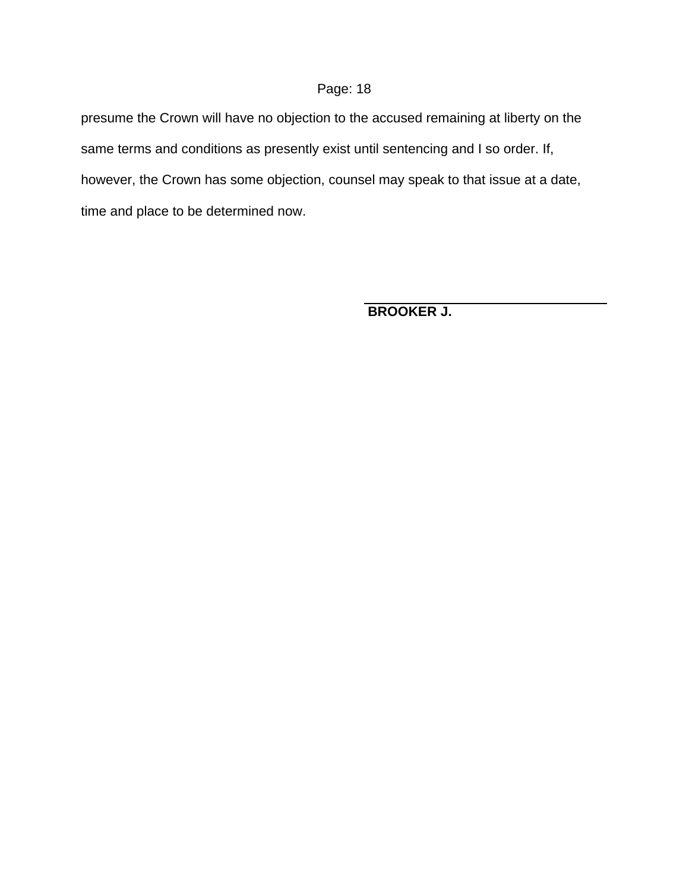presume the Crown will have no objection to the accused remaining at liberty on the same terms and conditions as presently exist until sentencing and I so order. If, however, the Crown has some objection, counsel may speak to that issue at a date, time and place to be determined now.

**BROOKER J.**